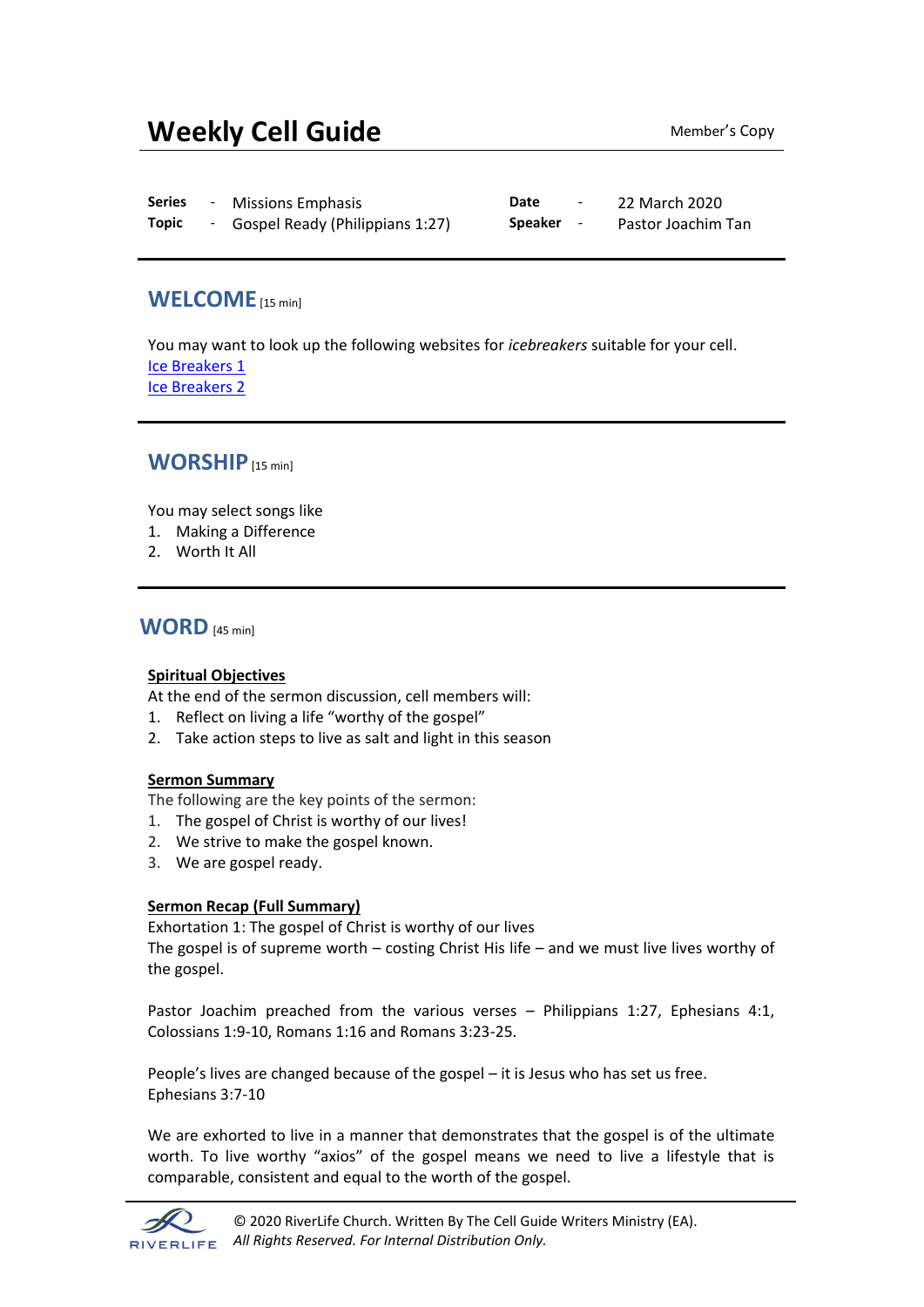# Weekly Cell Guide

Member's Copy

| | | | | | |
|---|---|---|---|---|---|
| **Series** | - | Missions Emphasis | **Date** | - | 22 March 2020 |
| **Topic** | - | Gospel Ready (Philippians 1:27) | **Speaker** | - | Pastor Joachim Tan |

## WELCOME [15 min]

You may want to look up the following websites for *icebreakers* suitable for your cell.
Ice Breakers 1
Ice Breakers 2

## WORSHIP [15 min]

You may select songs like

1. Making a Difference
2. Worth It All

## WORD [45 min]

**Spiritual Objectives**

At the end of the sermon discussion, cell members will:

1. Reflect on living a life "worthy of the gospel"
2. Take action steps to live as salt and light in this season

**Sermon Summary**

The following are the key points of the sermon:

1. The gospel of Christ is worthy of our lives!
2. We strive to make the gospel known.
3. We are gospel ready.

**Sermon Recap (Full Summary)**

Exhortation 1: The gospel of Christ is worthy of our lives
The gospel is of supreme worth – costing Christ His life – and we must live lives worthy of the gospel.

Pastor Joachim preached from the various verses – Philippians 1:27, Ephesians 4:1, Colossians 1:9-10, Romans 1:16 and Romans 3:23-25.

People's lives are changed because of the gospel – it is Jesus who has set us free.
Ephesians 3:7-10

We are exhorted to live in a manner that demonstrates that the gospel is of the ultimate worth. To live worthy "axios" of the gospel means we need to live a lifestyle that is comparable, consistent and equal to the worth of the gospel.

© 2020 RiverLife Church. Written By The Cell Guide Writers Ministry (EA).
*All Rights Reserved. For Internal Distribution Only.*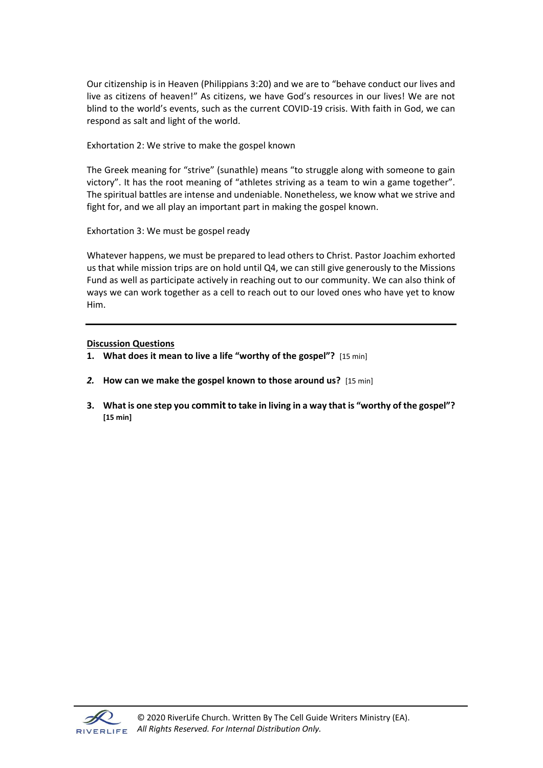Our citizenship is in Heaven (Philippians 3:20) and we are to "behave conduct our lives and live as citizens of heaven!" As citizens, we have God's resources in our lives! We are not blind to the world's events, such as the current COVID-19 crisis. With faith in God, we can respond as salt and light of the world.

Exhortation 2: We strive to make the gospel known

The Greek meaning for "strive" (sunathle) means "to struggle along with someone to gain victory". It has the root meaning of "athletes striving as a team to win a game together". The spiritual battles are intense and undeniable. Nonetheless, we know what we strive and fight for, and we all play an important part in making the gospel known.

Exhortation 3: We must be gospel ready

Whatever happens, we must be prepared to lead others to Christ. Pastor Joachim exhorted us that while mission trips are on hold until Q4, we can still give generously to the Missions Fund as well as participate actively in reaching out to our community. We can also think of ways we can work together as a cell to reach out to our loved ones who have yet to know Him.

---

**Discussion Questions**

1. **What does it mean to live a life "worthy of the gospel"?** [15 min]
2. **How can we make the gospel known to those around us?** [15 min]
3. **What is one step you commit to take in living in a way that is "worthy of the gospel"? [15 min]**

© 2020 RiverLife Church. Written By The Cell Guide Writers Ministry (EA).
*All Rights Reserved. For Internal Distribution Only.*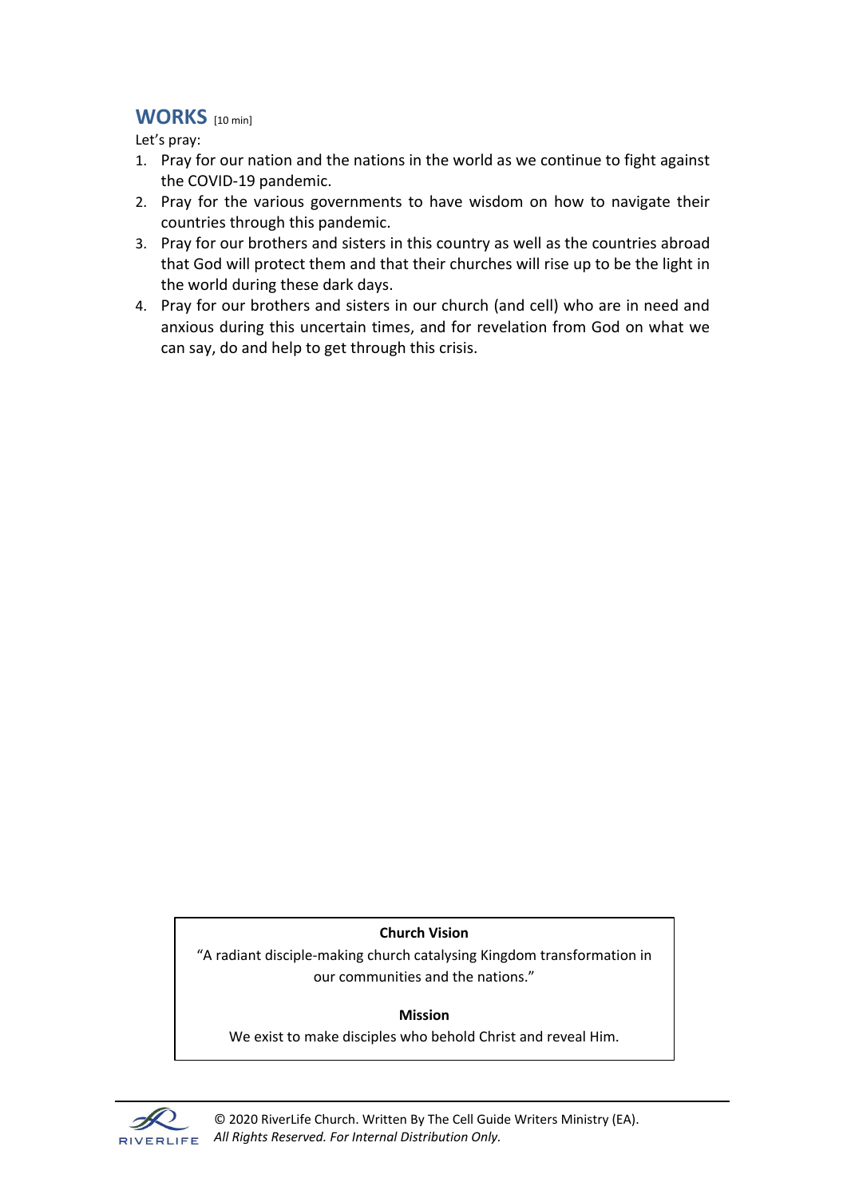## WORKS [10 min]

Let's pray:

1. Pray for our nation and the nations in the world as we continue to fight against the COVID-19 pandemic.
2. Pray for the various governments to have wisdom on how to navigate their countries through this pandemic.
3. Pray for our brothers and sisters in this country as well as the countries abroad that God will protect them and that their churches will rise up to be the light in the world during these dark days.
4. Pray for our brothers and sisters in our church (and cell) who are in need and anxious during this uncertain times, and for revelation from God on what we can say, do and help to get through this crisis.

**Church Vision**

"A radiant disciple-making church catalysing Kingdom transformation in our communities and the nations."

**Mission**

We exist to make disciples who behold Christ and reveal Him.

© 2020 RiverLife Church. Written By The Cell Guide Writers Ministry (EA).
*All Rights Reserved. For Internal Distribution Only.*